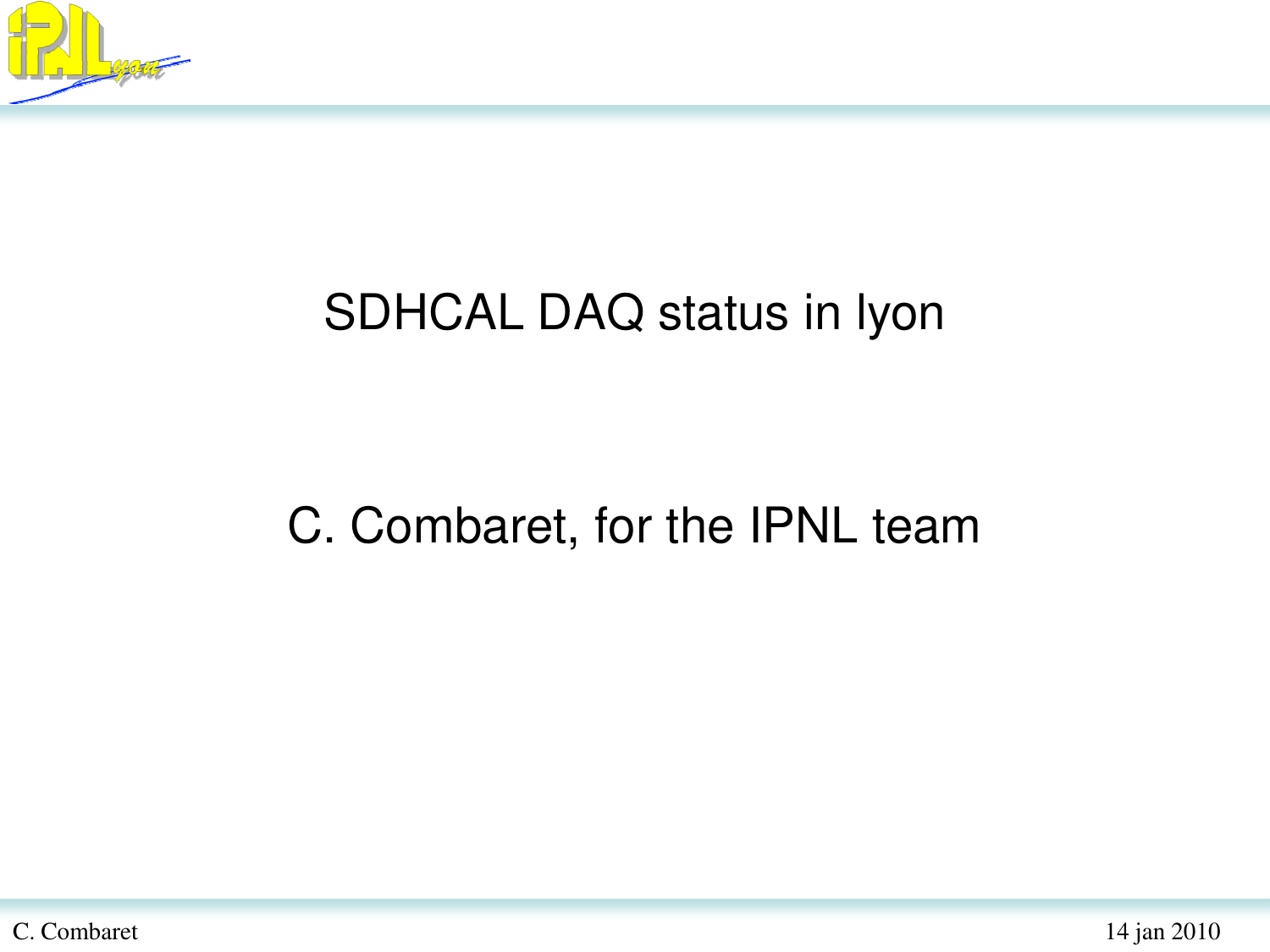# SDHCAL DAQ status in lyon

C. Combaret, for the IPNL team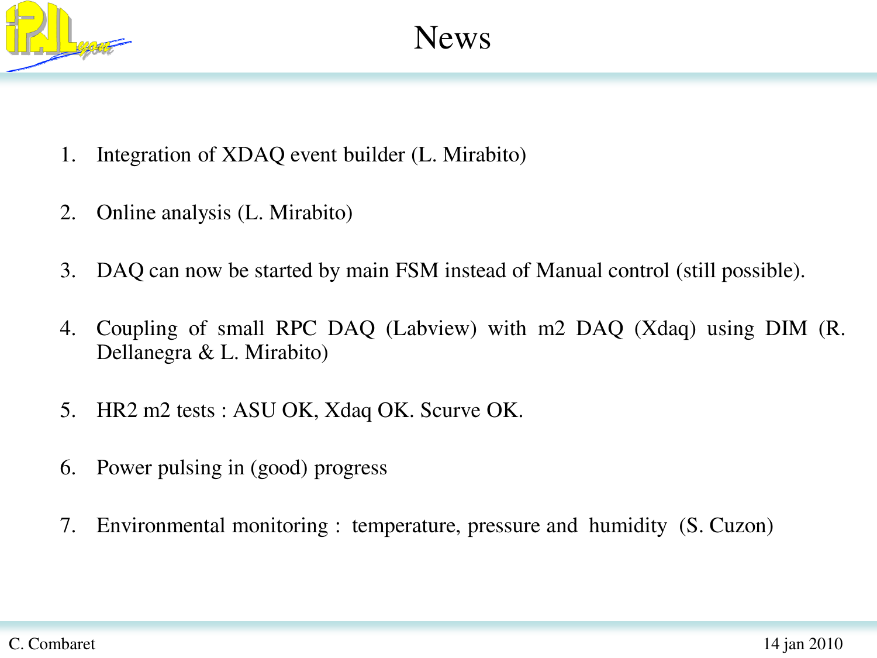# News

1. Integration of XDAQ event builder (L. Mirabito)
2. Online analysis (L. Mirabito)
3. DAQ can now be started by main FSM instead of Manual control (still possible).
4. Coupling of small RPC DAQ (Labview) with m2 DAQ (Xdaq) using DIM (R. Dellanegra & L. Mirabito)
5. HR2 m2 tests : ASU OK, Xdaq OK. Scurve OK.
6. Power pulsing in (good) progress
7. Environmental monitoring : temperature, pressure and humidity (S. Cuzon)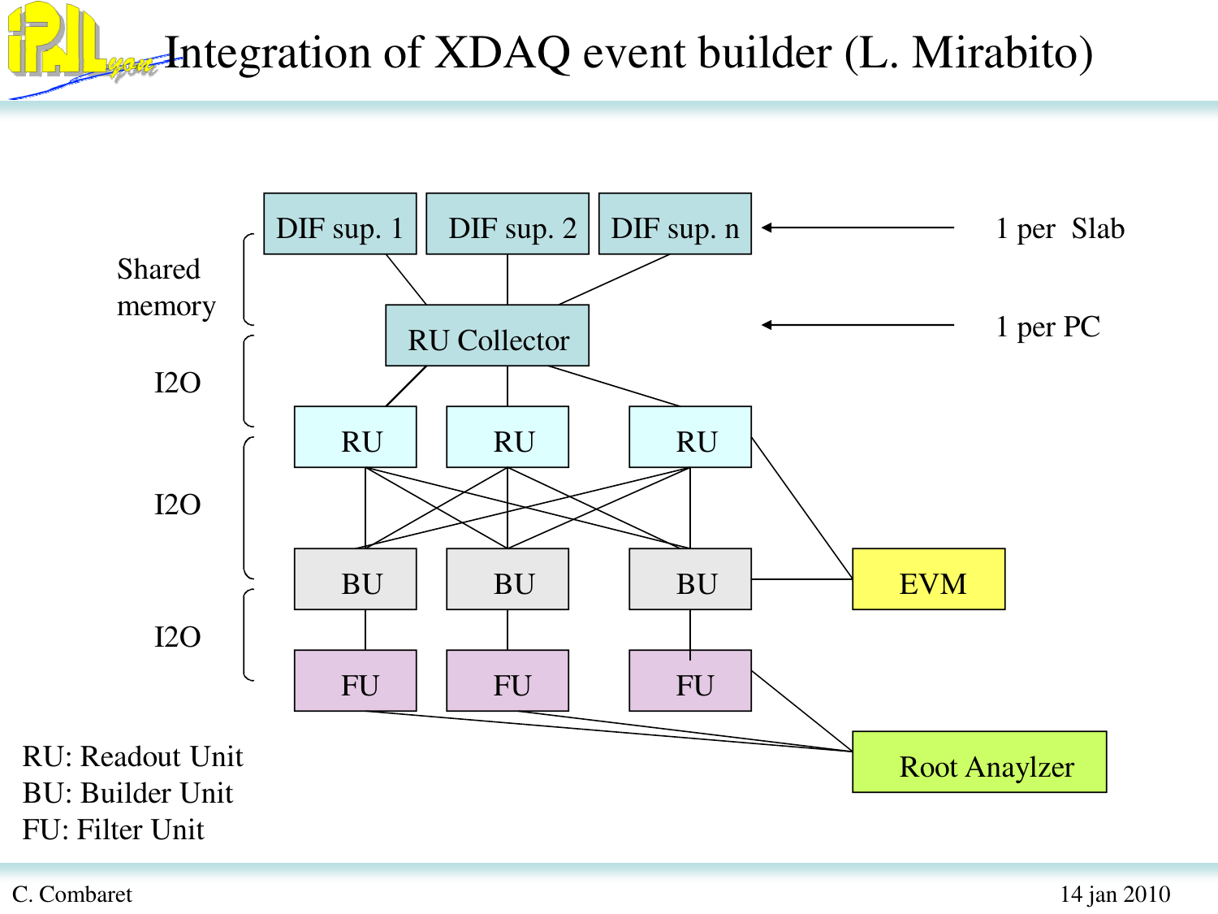# Integration of XDAQ event builder (L. Mirabito)

DIF sup. 1 | DIF sup. 2 | DIF sup. n ← 1 per Slab

Shared memory

RU Collector ← 1 per PC

I2O

RU | RU | RU

I2O

BU | BU | BU — EVM

I2O

FU | FU | FU — Root Anaylzer

RU: Readout Unit
BU: Builder Unit
FU: Filter Unit

C. Combaret

14 jan 2010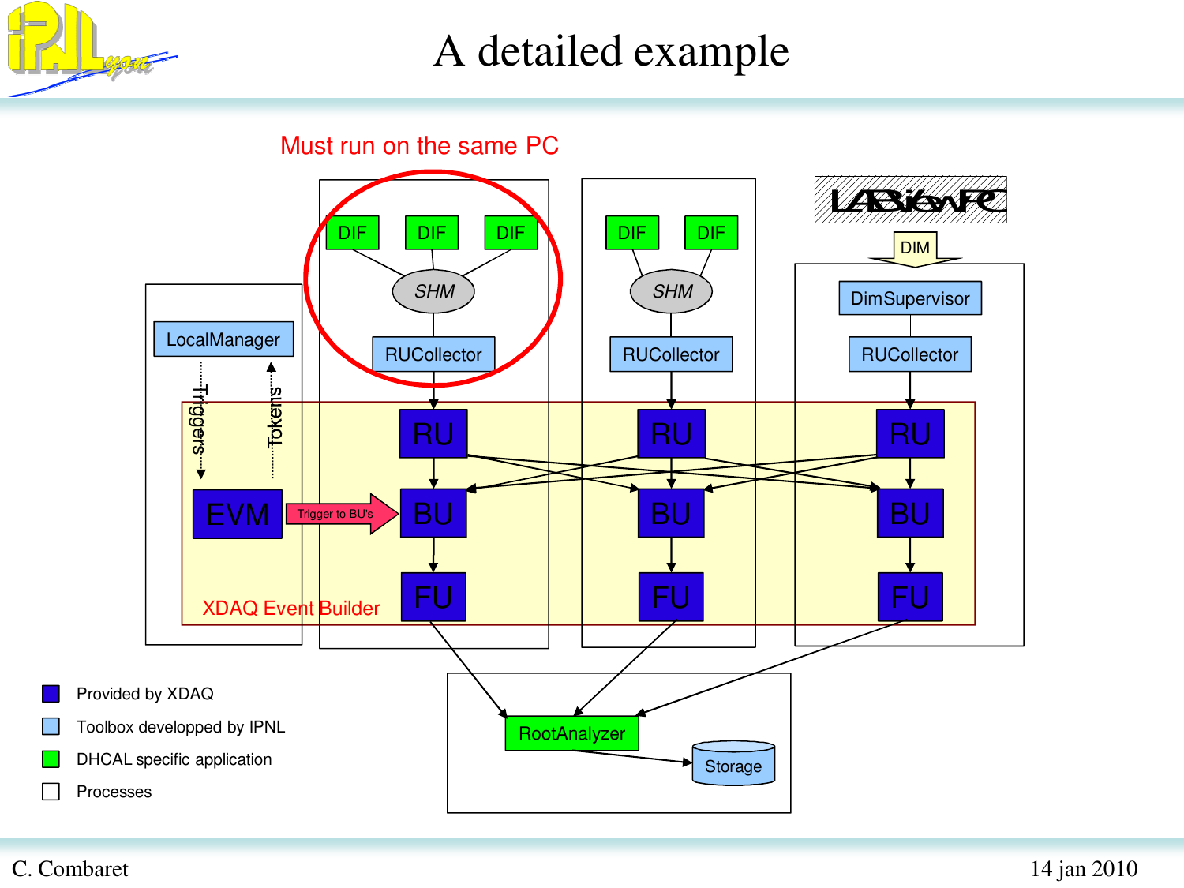# A detailed example

Must run on the same PC

DIF DIF DIF

SHM

RUCollector

DIF DIF

SHM

RUCollector

LABVIEW

DIM

DimSupervisor

RUCollector

LocalManager

Triggers

Tokens

RU RU RU

EVM

Trigger to BU's

BU BU BU

FU FU FU

XDAQ Event Builder

RootAnalyzer

Storage

- Provided by XDAQ
- Toolbox developped by IPNL
- DHCAL specific application
- Processes

C. Combaret

14 jan 2010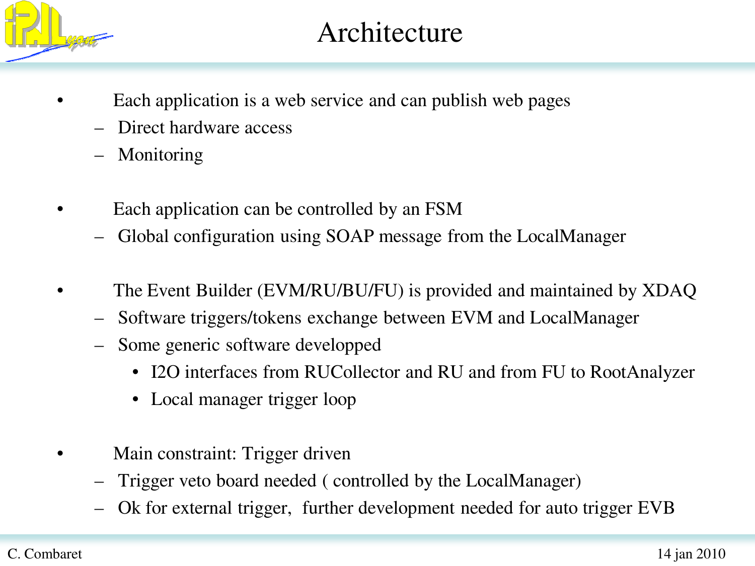# Architecture

- Each application is a web service and can publish web pages
  - Direct hardware access
  - Monitoring

- Each application can be controlled by an FSM
  - Global configuration using SOAP message from the LocalManager

- The Event Builder (EVM/RU/BU/FU) is provided and maintained by XDAQ
  - Software triggers/tokens exchange between EVM and LocalManager
  - Some generic software developped
    - I2O interfaces from RUCollector and RU and from FU to RootAnalyzer
    - Local manager trigger loop

- Main constraint: Trigger driven
  - Trigger veto board needed ( controlled by the LocalManager)
  - Ok for external trigger, further development needed for auto trigger EVB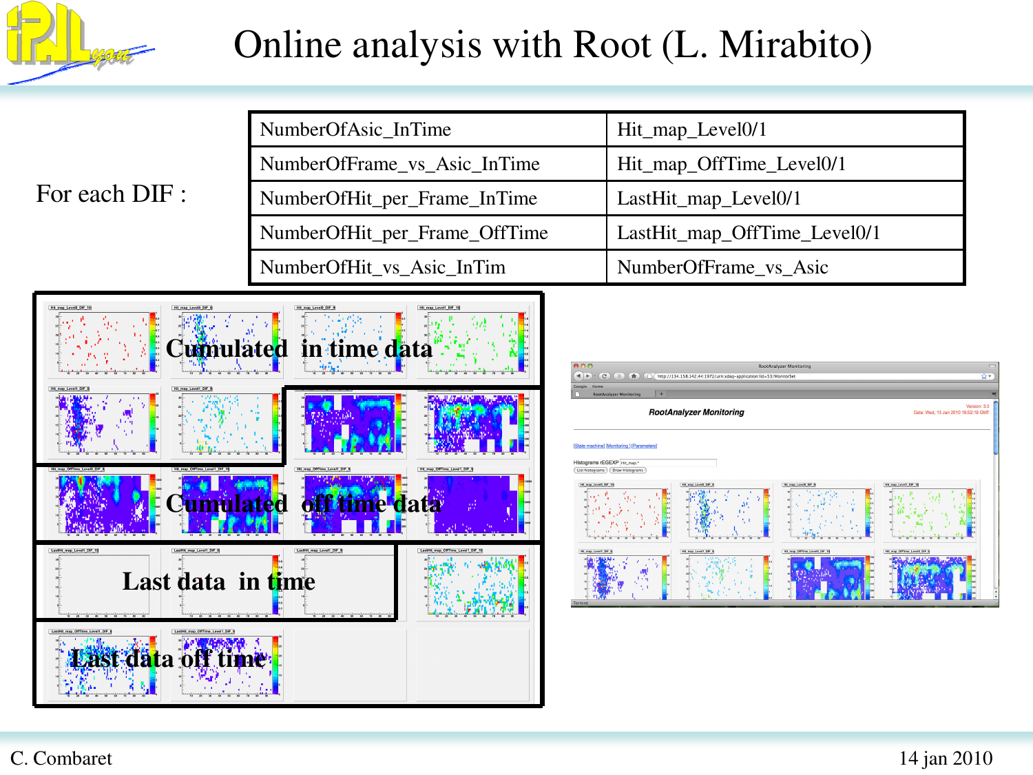# Online analysis with Root (L. Mirabito)

For each DIF :

| NumberOfAsic_InTime | Hit_map_Level0/1 |
|---|---|
| NumberOfFrame_vs_Asic_InTime | Hit_map_OffTime_Level0/1 |
| NumberOfHit_per_Frame_InTime | LastHit_map_Level0/1 |
| NumberOfHit_per_Frame_OffTime | LastHit_map_OffTime_Level0/1 |
| NumberOfHit_vs_Asic_InTim | NumberOfFrame_vs_Asic |

Cumulated in time data

Cumulated off time data

Last data in time

Last data off time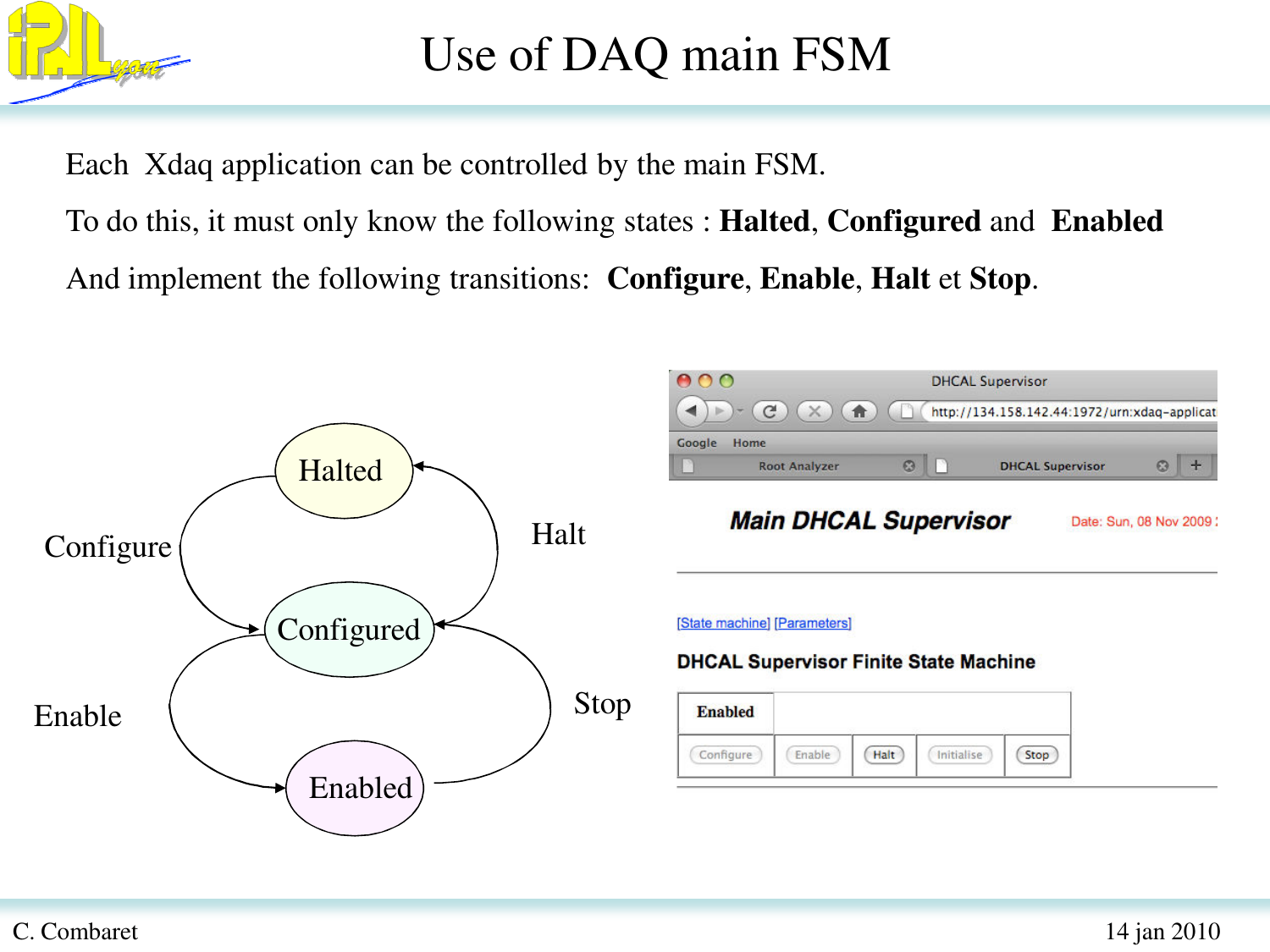# Use of DAQ main FSM

Each Xdaq application can be controlled by the main FSM.

To do this, it must only know the following states : **Halted**, **Configured** and **Enabled**

And implement the following transitions: **Configure**, **Enable**, **Halt** et **Stop**.

Halted

Configure

Halt

Configured

Enable

Stop

Enabled

DHCAL Supervisor

http://134.158.142.44:1972/urn:xdaq-applicat

Google Home

Root Analyzer DHCAL Supervisor

***Main DHCAL Supervisor***

Date: Sun, 08 Nov 2009

[State machine] [Parameters]

**DHCAL Supervisor Finite State Machine**

| **Enabled** | | | | |
|---|---|---|---|---|
| Configure | Enable | Halt | Initialise | Stop |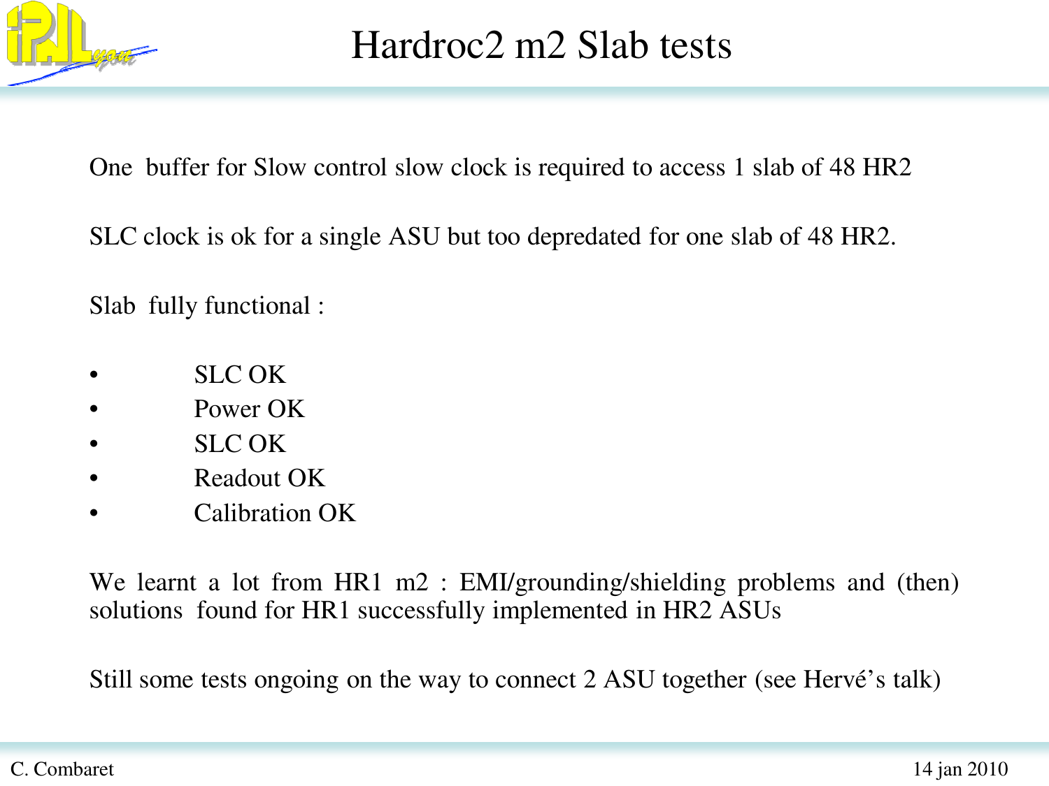# Hardroc2 m2 Slab tests

One buffer for Slow control slow clock is required to access 1 slab of 48 HR2

SLC clock is ok for a single ASU but too depredated for one slab of 48 HR2.

Slab fully functional :

- SLC OK
- Power OK
- SLC OK
- Readout OK
- Calibration OK

We learnt a lot from HR1 m2 : EMI/grounding/shielding problems and (then) solutions found for HR1 successfully implemented in HR2 ASUs

Still some tests ongoing on the way to connect 2 ASU together (see Hervé's talk)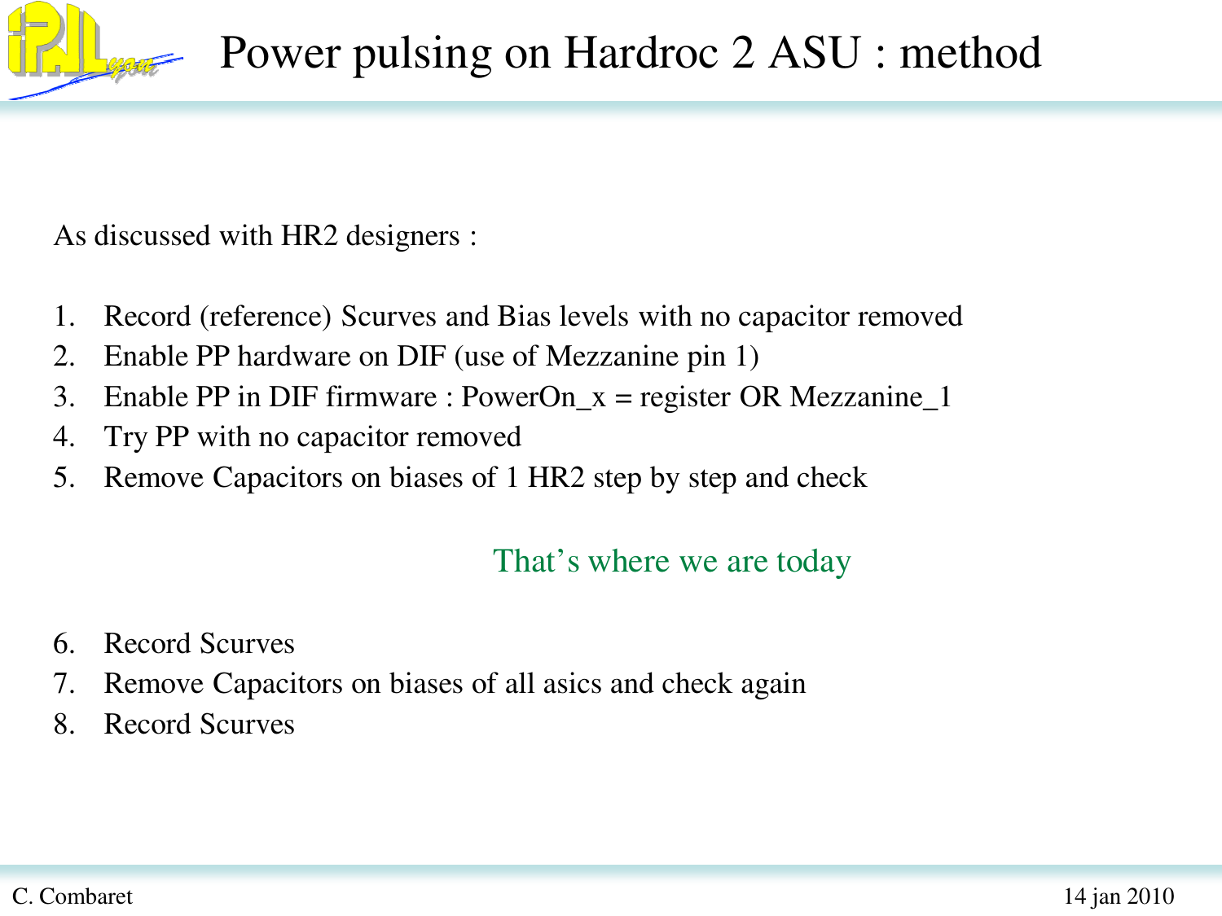# Power pulsing on Hardroc 2 ASU : method

As discussed with HR2 designers :

1. Record (reference) Scurves and Bias levels with no capacitor removed
2. Enable PP hardware on DIF (use of Mezzanine pin 1)
3. Enable PP in DIF firmware : PowerOn_x = register OR Mezzanine_1
4. Try PP with no capacitor removed
5. Remove Capacitors on biases of 1 HR2 step by step and check

That's where we are today

6. Record Scurves
7. Remove Capacitors on biases of all asics and check again
8. Record Scurves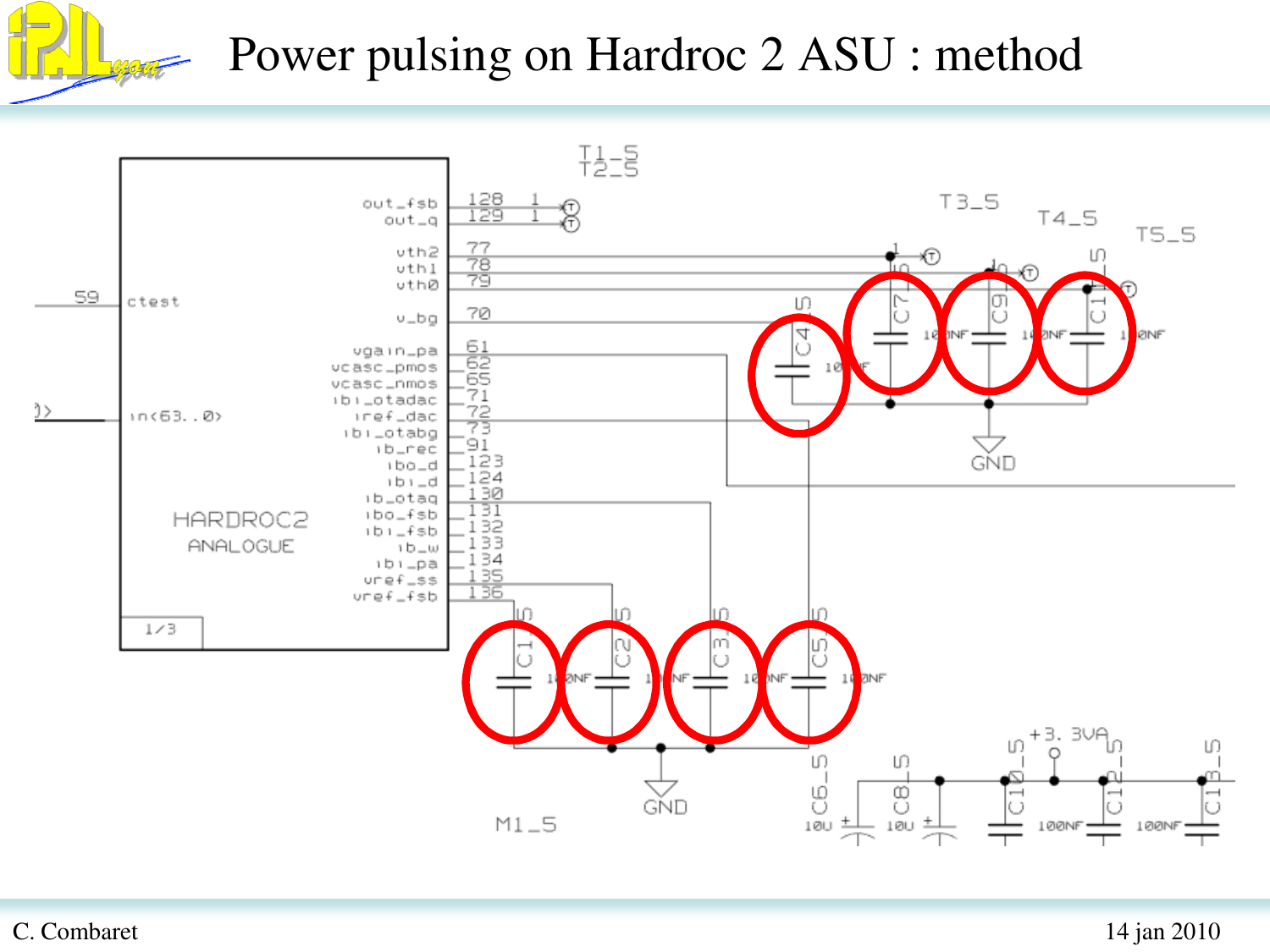# Power pulsing on Hardroc 2 ASU : method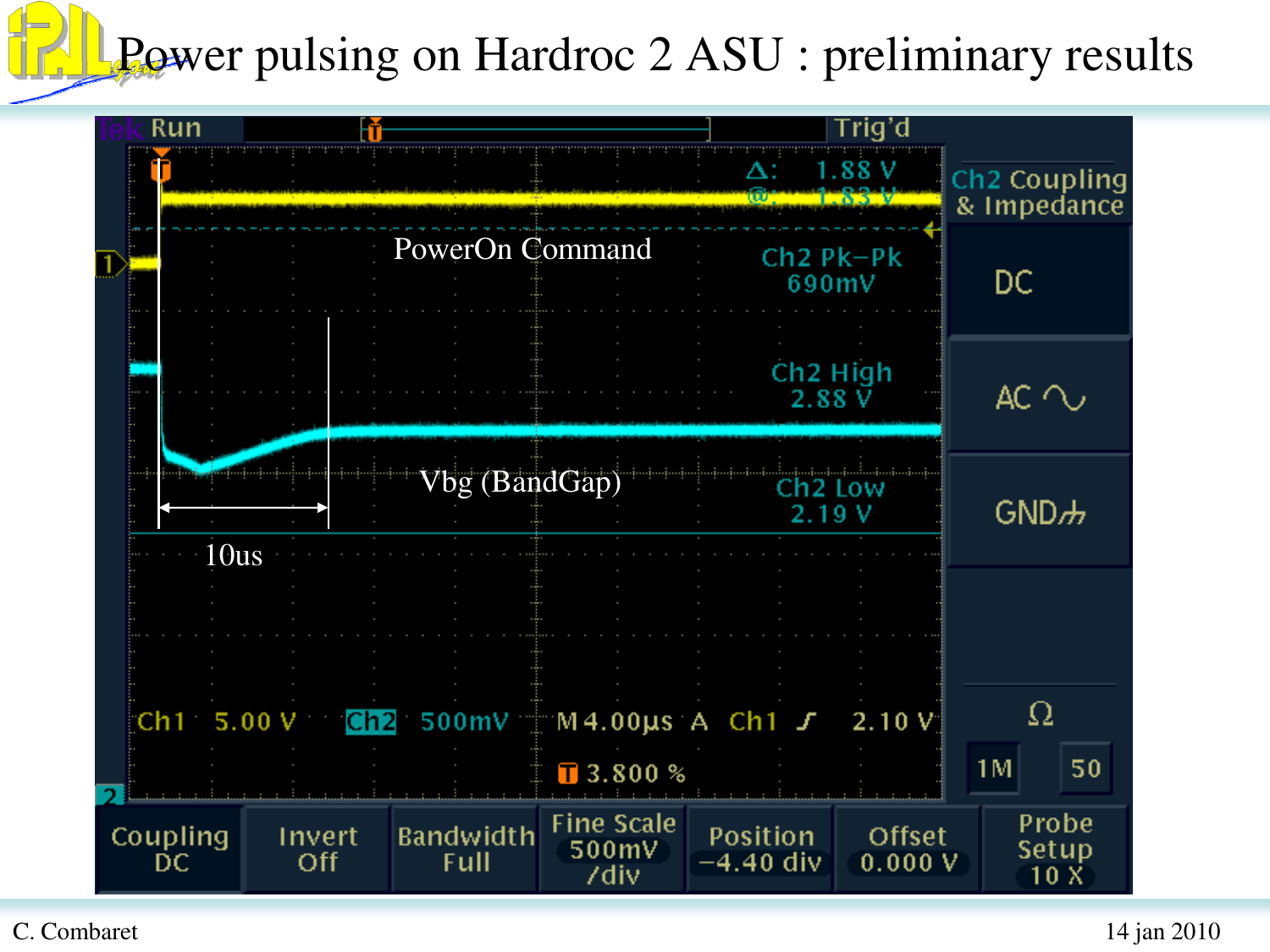# Power pulsing on Hardroc 2 ASU : preliminary results

PowerOn Command

Vbg (BandGap)

10us

C. Combaret

14 jan 2010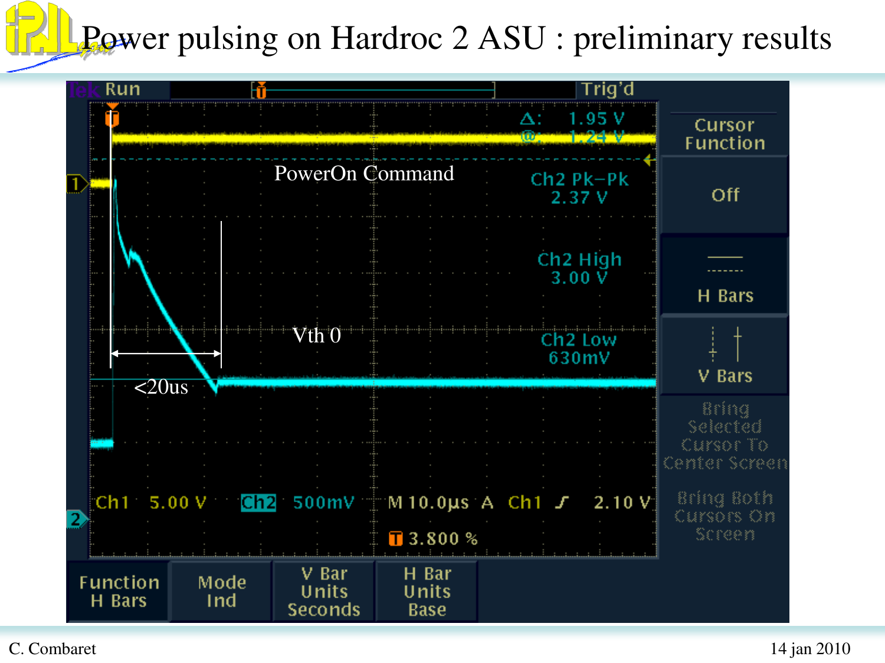# Power pulsing on Hardroc 2 ASU : preliminary results

PowerOn Command

Vth 0

<20us

Tek Run | Trig'd

Δ: 1.95 V
@: 1.24 V

Ch2 Pk−Pk 2.37 V

Ch2 High 3.00 V

Ch2 Low 630mV

Ch1 5.00 V | Ch2 500mV | M 10.0μs A Ch1 ∫ 2.10 V

T 3.800 %

Cursor Function

Off

H Bars

V Bars

Bring Selected Cursor To Center Screen

Bring Both Cursors On Screen

Function H Bars | Mode Ind | V Bar Units Seconds | H Bar Units Base

C. Combaret

14 jan 2010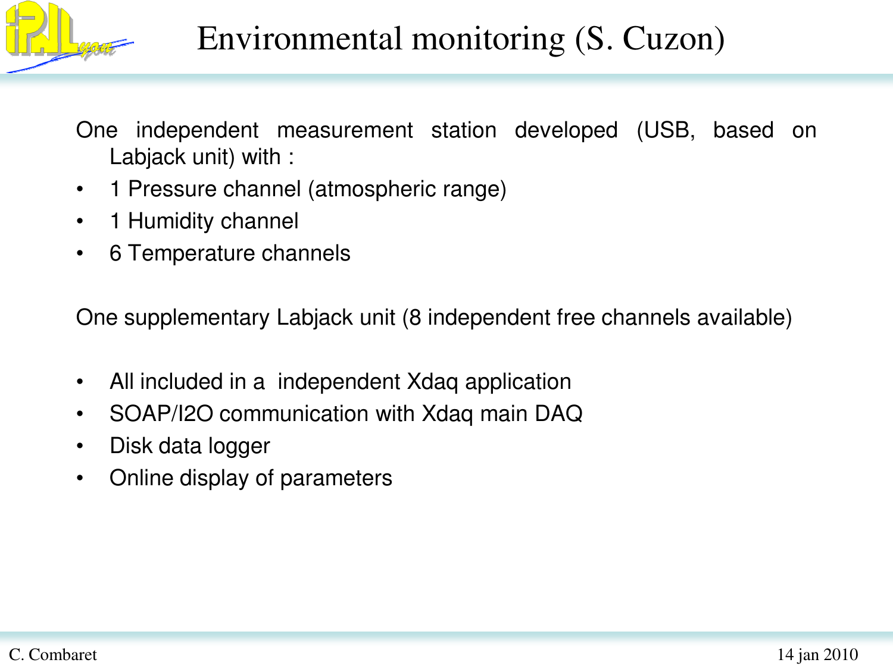# Environmental monitoring (S. Cuzon)

One independent measurement station developed (USB, based on Labjack unit) with :

- 1 Pressure channel (atmospheric range)
- 1 Humidity channel
- 6 Temperature channels

One supplementary Labjack unit (8 independent free channels available)

- All included in a independent Xdaq application
- SOAP/I2O communication with Xdaq main DAQ
- Disk data logger
- Online display of parameters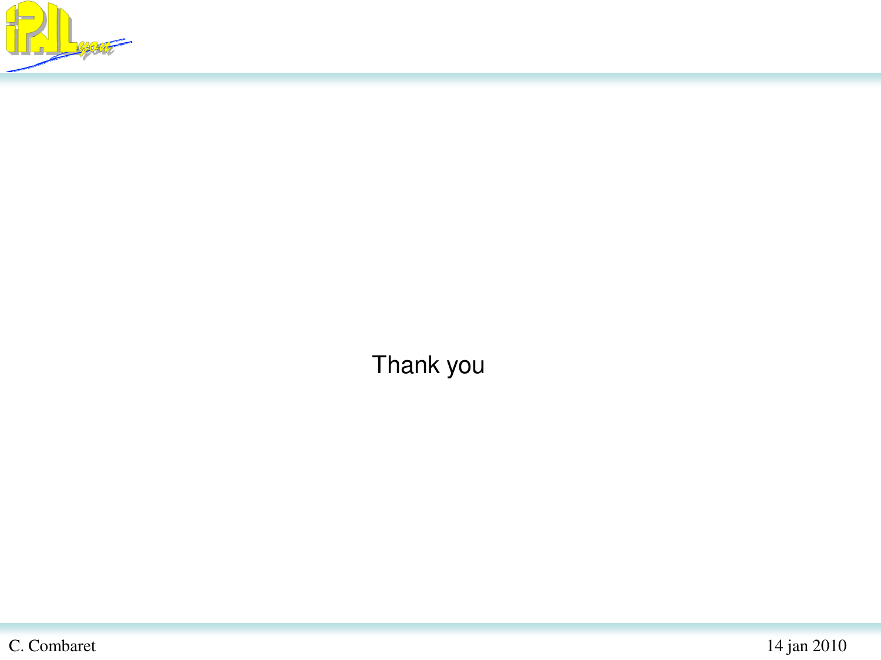Thank you